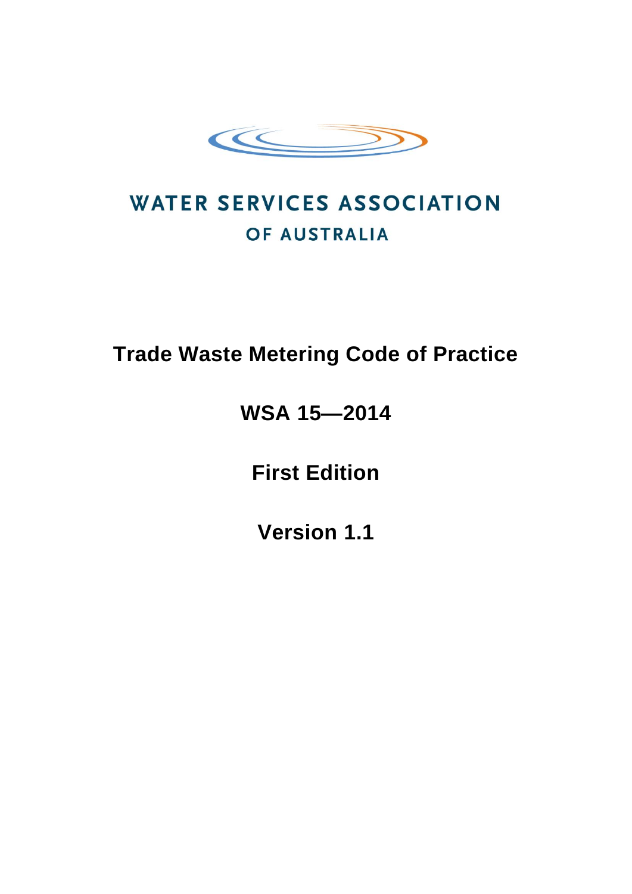WATER SERVICES ASSOCIATION
OF AUSTRALIA

# Trade Waste Metering Code of Practice

## WSA 15—2014

## First Edition

## Version 1.1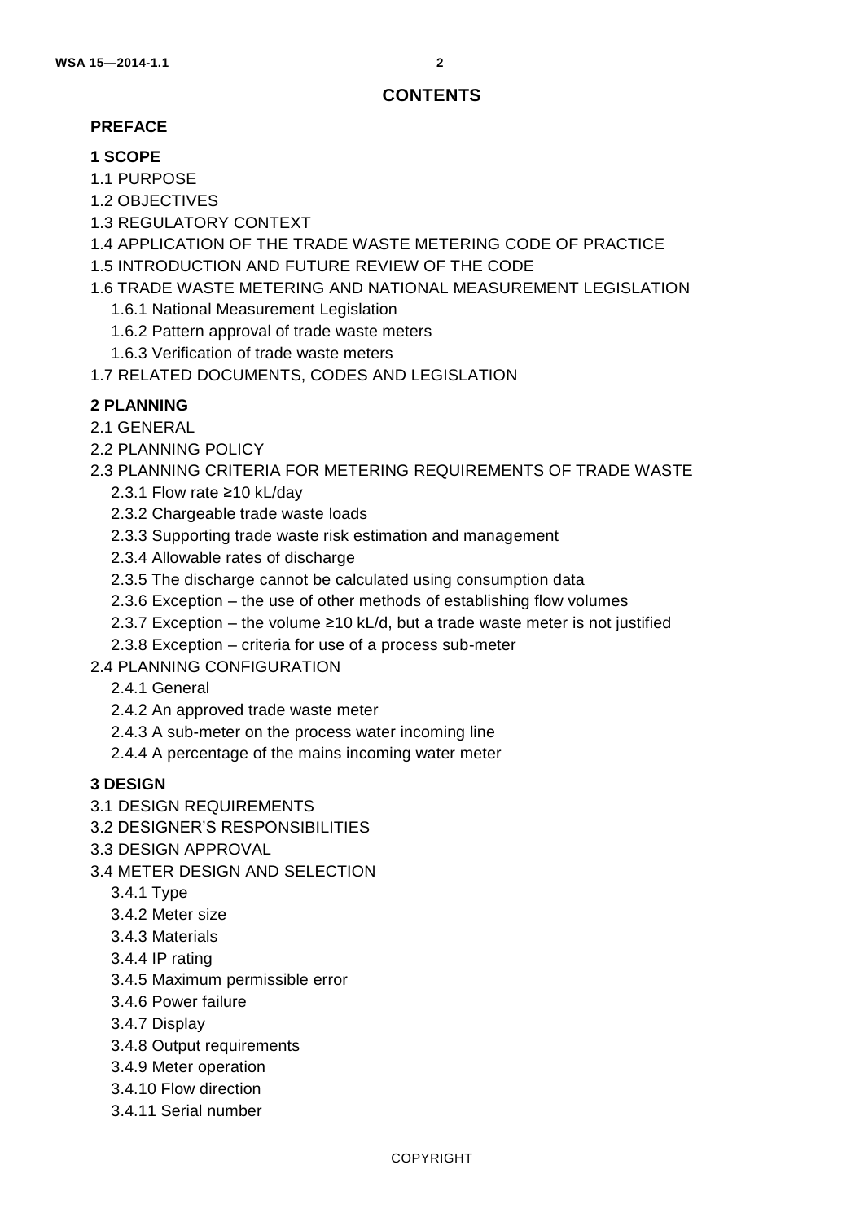# CONTENTS

**PREFACE**

**1 SCOPE**

1.1 PURPOSE

1.2 OBJECTIVES

1.3 REGULATORY CONTEXT

1.4 APPLICATION OF THE TRADE WASTE METERING CODE OF PRACTICE

1.5 INTRODUCTION AND FUTURE REVIEW OF THE CODE

1.6 TRADE WASTE METERING AND NATIONAL MEASUREMENT LEGISLATION

- 1.6.1 National Measurement Legislation
- 1.6.2 Pattern approval of trade waste meters
- 1.6.3 Verification of trade waste meters

1.7 RELATED DOCUMENTS, CODES AND LEGISLATION

**2 PLANNING**

2.1 GENERAL

2.2 PLANNING POLICY

2.3 PLANNING CRITERIA FOR METERING REQUIREMENTS OF TRADE WASTE

- 2.3.1 Flow rate ≥10 kL/day
- 2.3.2 Chargeable trade waste loads
- 2.3.3 Supporting trade waste risk estimation and management
- 2.3.4 Allowable rates of discharge
- 2.3.5 The discharge cannot be calculated using consumption data
- 2.3.6 Exception – the use of other methods of establishing flow volumes
- 2.3.7 Exception – the volume ≥10 kL/d, but a trade waste meter is not justified
- 2.3.8 Exception – criteria for use of a process sub-meter

2.4 PLANNING CONFIGURATION

- 2.4.1 General
- 2.4.2 An approved trade waste meter
- 2.4.3 A sub-meter on the process water incoming line
- 2.4.4 A percentage of the mains incoming water meter

**3 DESIGN**

3.1 DESIGN REQUIREMENTS

3.2 DESIGNER'S RESPONSIBILITIES

3.3 DESIGN APPROVAL

3.4 METER DESIGN AND SELECTION

- 3.4.1 Type
- 3.4.2 Meter size
- 3.4.3 Materials
- 3.4.4 IP rating
- 3.4.5 Maximum permissible error
- 3.4.6 Power failure
- 3.4.7 Display
- 3.4.8 Output requirements
- 3.4.9 Meter operation
- 3.4.10 Flow direction
- 3.4.11 Serial number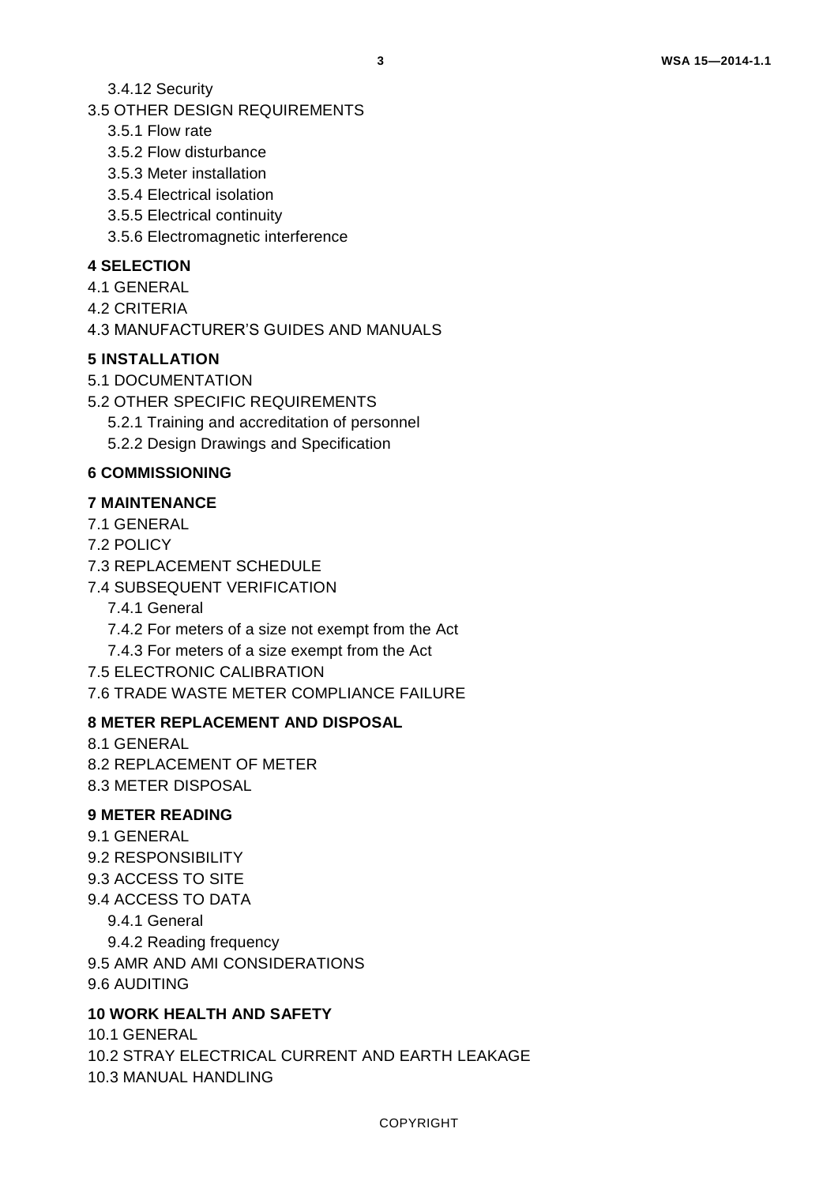3.4.12 Security

3.5 OTHER DESIGN REQUIREMENTS

3.5.1 Flow rate

3.5.2 Flow disturbance

3.5.3 Meter installation

3.5.4 Electrical isolation

3.5.5 Electrical continuity

3.5.6 Electromagnetic interference

**4 SELECTION**

4.1 GENERAL

4.2 CRITERIA

4.3 MANUFACTURER'S GUIDES AND MANUALS

**5 INSTALLATION**

5.1 DOCUMENTATION

5.2 OTHER SPECIFIC REQUIREMENTS

5.2.1 Training and accreditation of personnel

5.2.2 Design Drawings and Specification

**6 COMMISSIONING**

**7 MAINTENANCE**

7.1 GENERAL

7.2 POLICY

7.3 REPLACEMENT SCHEDULE

7.4 SUBSEQUENT VERIFICATION

7.4.1 General

7.4.2 For meters of a size not exempt from the Act

7.4.3 For meters of a size exempt from the Act

7.5 ELECTRONIC CALIBRATION

7.6 TRADE WASTE METER COMPLIANCE FAILURE

**8 METER REPLACEMENT AND DISPOSAL**

8.1 GENERAL

8.2 REPLACEMENT OF METER

8.3 METER DISPOSAL

**9 METER READING**

9.1 GENERAL

9.2 RESPONSIBILITY

9.3 ACCESS TO SITE

9.4 ACCESS TO DATA

9.4.1 General

9.4.2 Reading frequency

9.5 AMR AND AMI CONSIDERATIONS

9.6 AUDITING

**10 WORK HEALTH AND SAFETY**

10.1 GENERAL

10.2 STRAY ELECTRICAL CURRENT AND EARTH LEAKAGE

10.3 MANUAL HANDLING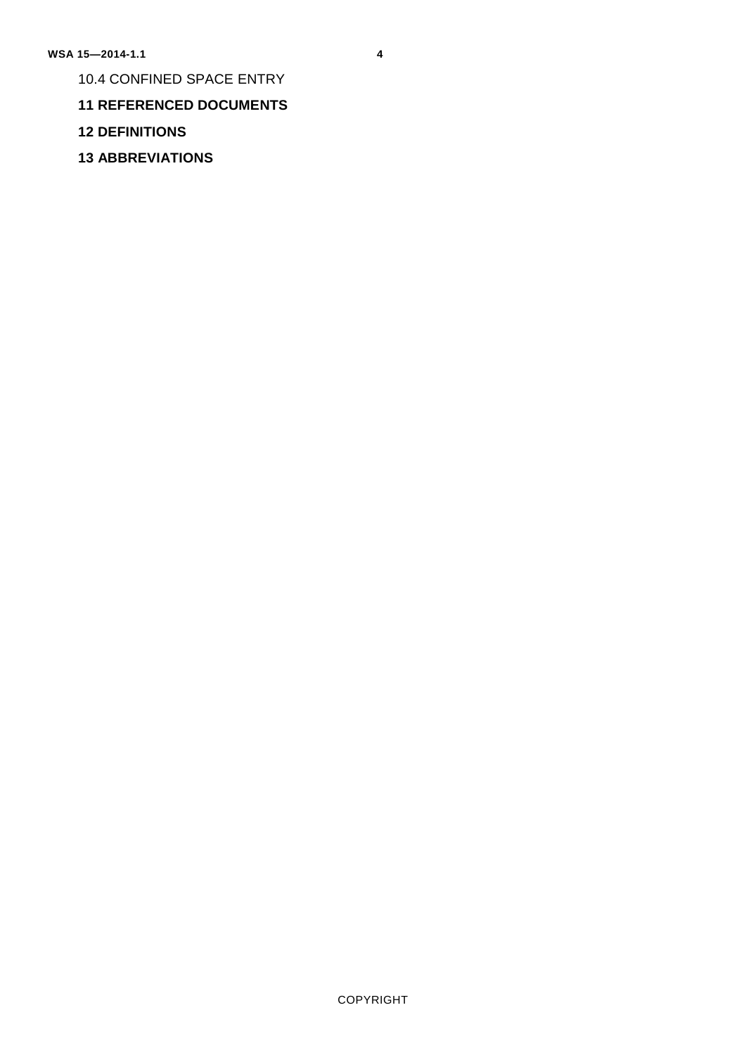10.4 CONFINED SPACE ENTRY

**11 REFERENCED DOCUMENTS**

**12 DEFINITIONS**

**13 ABBREVIATIONS**